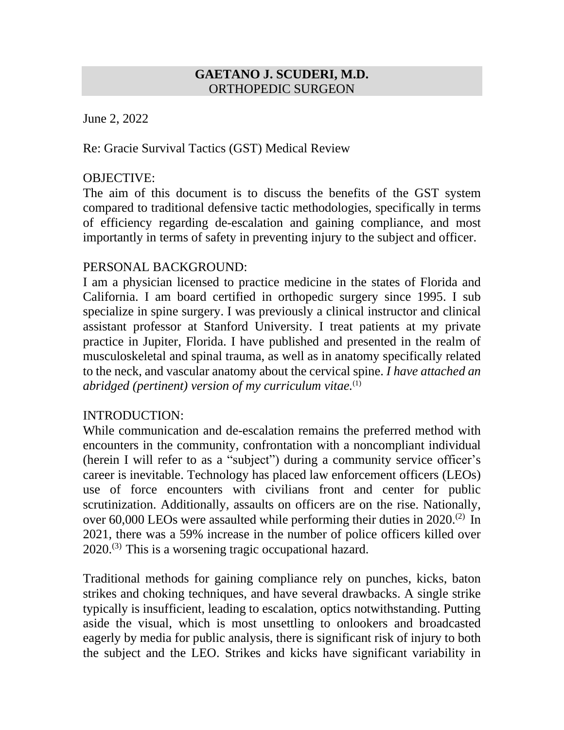# GAETANO J. SCUDERI, M.D.

ORTHOPEDIC SURGEON

June 2, 2022

Re: Gracie Survival Tactics (GST) Medical Review

## OBJECTIVE:

The aim of this document is to discuss the benefits of the GST system compared to traditional defensive tactic methodologies, specifically in terms of efficiency regarding de-escalation and gaining compliance, and most importantly in terms of safety in preventing injury to the subject and officer.

## PERSONAL BACKGROUND:

I am a physician licensed to practice medicine in the states of Florida and California. I am board certified in orthopedic surgery since 1995. I sub specialize in spine surgery. I was previously a clinical instructor and clinical assistant professor at Stanford University. I treat patients at my private practice in Jupiter, Florida. I have published and presented in the realm of musculoskeletal and spinal trauma, as well as in anatomy specifically related to the neck, and vascular anatomy about the cervical spine. *I have attached an abridged (pertinent) version of my curriculum vitae.*(1)

## INTRODUCTION:

While communication and de-escalation remains the preferred method with encounters in the community, confrontation with a noncompliant individual (herein I will refer to as a "subject") during a community service officer's career is inevitable. Technology has placed law enforcement officers (LEOs) use of force encounters with civilians front and center for public scrutinization. Additionally, assaults on officers are on the rise. Nationally, over 60,000 LEOs were assaulted while performing their duties in 2020.(2) In 2021, there was a 59% increase in the number of police officers killed over 2020.(3) This is a worsening tragic occupational hazard.

Traditional methods for gaining compliance rely on punches, kicks, baton strikes and choking techniques, and have several drawbacks. A single strike typically is insufficient, leading to escalation, optics notwithstanding. Putting aside the visual, which is most unsettling to onlookers and broadcasted eagerly by media for public analysis, there is significant risk of injury to both the subject and the LEO. Strikes and kicks have significant variability in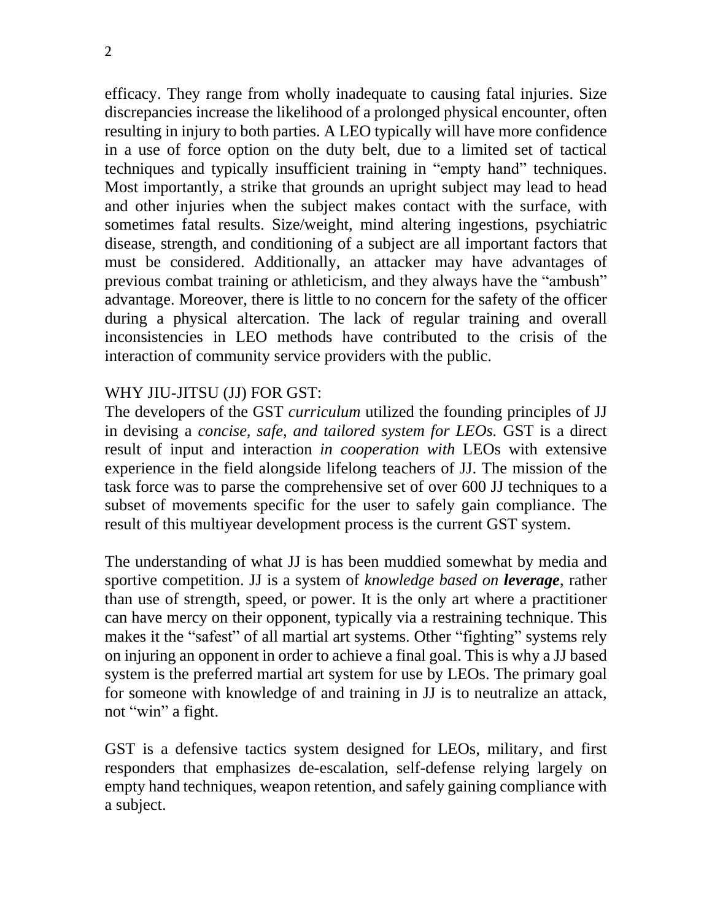efficacy. They range from wholly inadequate to causing fatal injuries. Size discrepancies increase the likelihood of a prolonged physical encounter, often resulting in injury to both parties. A LEO typically will have more confidence in a use of force option on the duty belt, due to a limited set of tactical techniques and typically insufficient training in "empty hand" techniques. Most importantly, a strike that grounds an upright subject may lead to head and other injuries when the subject makes contact with the surface, with sometimes fatal results. Size/weight, mind altering ingestions, psychiatric disease, strength, and conditioning of a subject are all important factors that must be considered. Additionally, an attacker may have advantages of previous combat training or athleticism, and they always have the "ambush" advantage. Moreover, there is little to no concern for the safety of the officer during a physical altercation. The lack of regular training and overall inconsistencies in LEO methods have contributed to the crisis of the interaction of community service providers with the public.

## WHY JIU-JITSU (JJ) FOR GST:

The developers of the GST *curriculum* utilized the founding principles of JJ in devising a *concise, safe, and tailored system for LEOs.* GST is a direct result of input and interaction *in cooperation with* LEOs with extensive experience in the field alongside lifelong teachers of JJ. The mission of the task force was to parse the comprehensive set of over 600 JJ techniques to a subset of movements specific for the user to safely gain compliance. The result of this multiyear development process is the current GST system.

The understanding of what JJ is has been muddied somewhat by media and sportive competition. JJ is a system of *knowledge based on **leverage***, rather than use of strength, speed, or power. It is the only art where a practitioner can have mercy on their opponent, typically via a restraining technique. This makes it the "safest" of all martial art systems. Other "fighting" systems rely on injuring an opponent in order to achieve a final goal. This is why a JJ based system is the preferred martial art system for use by LEOs. The primary goal for someone with knowledge of and training in JJ is to neutralize an attack, not "win" a fight.

GST is a defensive tactics system designed for LEOs, military, and first responders that emphasizes de-escalation, self-defense relying largely on empty hand techniques, weapon retention, and safely gaining compliance with a subject.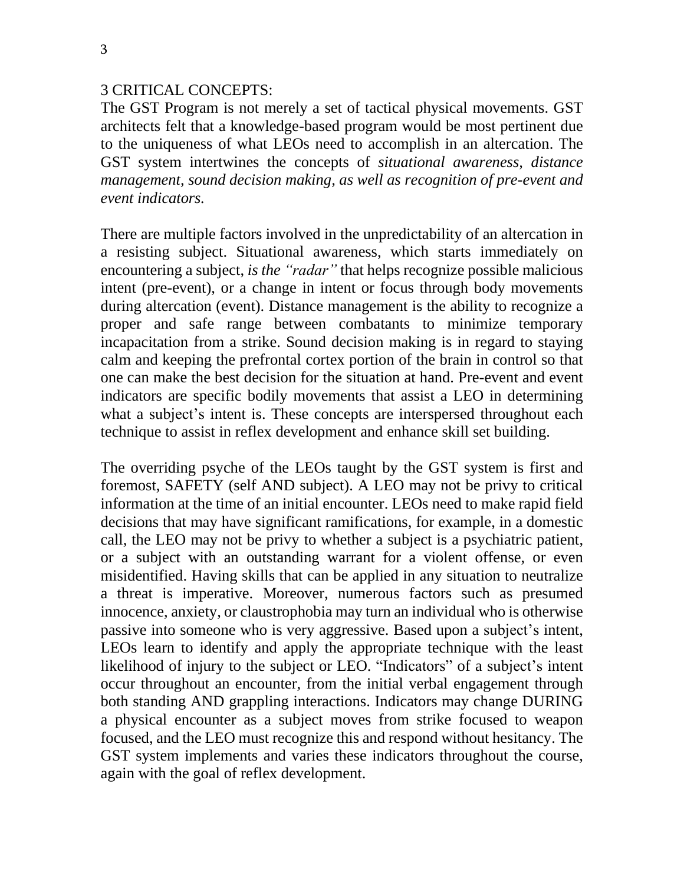## 3 CRITICAL CONCEPTS:

The GST Program is not merely a set of tactical physical movements. GST architects felt that a knowledge-based program would be most pertinent due to the uniqueness of what LEOs need to accomplish in an altercation. The GST system intertwines the concepts of *situational awareness, distance management, sound decision making, as well as recognition of pre-event and event indicators.*

There are multiple factors involved in the unpredictability of an altercation in a resisting subject. Situational awareness, which starts immediately on encountering a subject, *is the "radar"* that helps recognize possible malicious intent (pre-event), or a change in intent or focus through body movements during altercation (event). Distance management is the ability to recognize a proper and safe range between combatants to minimize temporary incapacitation from a strike. Sound decision making is in regard to staying calm and keeping the prefrontal cortex portion of the brain in control so that one can make the best decision for the situation at hand. Pre-event and event indicators are specific bodily movements that assist a LEO in determining what a subject's intent is. These concepts are interspersed throughout each technique to assist in reflex development and enhance skill set building.

The overriding psyche of the LEOs taught by the GST system is first and foremost, SAFETY (self AND subject). A LEO may not be privy to critical information at the time of an initial encounter. LEOs need to make rapid field decisions that may have significant ramifications, for example, in a domestic call, the LEO may not be privy to whether a subject is a psychiatric patient, or a subject with an outstanding warrant for a violent offense, or even misidentified. Having skills that can be applied in any situation to neutralize a threat is imperative. Moreover, numerous factors such as presumed innocence, anxiety, or claustrophobia may turn an individual who is otherwise passive into someone who is very aggressive. Based upon a subject's intent, LEOs learn to identify and apply the appropriate technique with the least likelihood of injury to the subject or LEO. "Indicators" of a subject's intent occur throughout an encounter, from the initial verbal engagement through both standing AND grappling interactions. Indicators may change DURING a physical encounter as a subject moves from strike focused to weapon focused, and the LEO must recognize this and respond without hesitancy. The GST system implements and varies these indicators throughout the course, again with the goal of reflex development.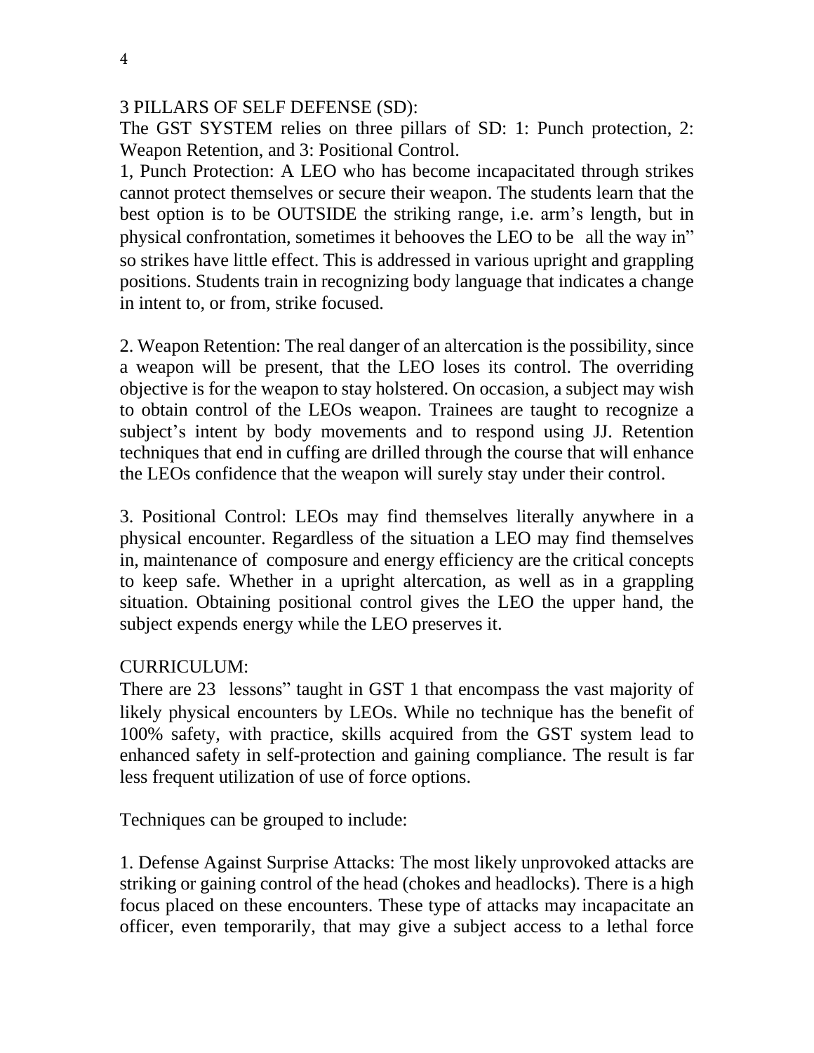3 PILLARS OF SELF DEFENSE (SD):

The GST SYSTEM relies on three pillars of SD: 1: Punch protection, 2: Weapon Retention, and 3: Positional Control.

1, Punch Protection: A LEO who has become incapacitated through strikes cannot protect themselves or secure their weapon. The students learn that the best option is to be OUTSIDE the striking range, i.e. arm's length, but in physical confrontation, sometimes it behooves the LEO to be all the way in" so strikes have little effect. This is addressed in various upright and grappling positions. Students train in recognizing body language that indicates a change in intent to, or from, strike focused.

2. Weapon Retention: The real danger of an altercation is the possibility, since a weapon will be present, that the LEO loses its control. The overriding objective is for the weapon to stay holstered. On occasion, a subject may wish to obtain control of the LEOs weapon. Trainees are taught to recognize a subject's intent by body movements and to respond using JJ. Retention techniques that end in cuffing are drilled through the course that will enhance the LEOs confidence that the weapon will surely stay under their control.

3. Positional Control: LEOs may find themselves literally anywhere in a physical encounter. Regardless of the situation a LEO may find themselves in, maintenance of composure and energy efficiency are the critical concepts to keep safe. Whether in a upright altercation, as well as in a grappling situation. Obtaining positional control gives the LEO the upper hand, the subject expends energy while the LEO preserves it.

CURRICULUM:

There are 23 lessons" taught in GST 1 that encompass the vast majority of likely physical encounters by LEOs. While no technique has the benefit of 100% safety, with practice, skills acquired from the GST system lead to enhanced safety in self-protection and gaining compliance. The result is far less frequent utilization of use of force options.

Techniques can be grouped to include:

1. Defense Against Surprise Attacks: The most likely unprovoked attacks are striking or gaining control of the head (chokes and headlocks). There is a high focus placed on these encounters. These type of attacks may incapacitate an officer, even temporarily, that may give a subject access to a lethal force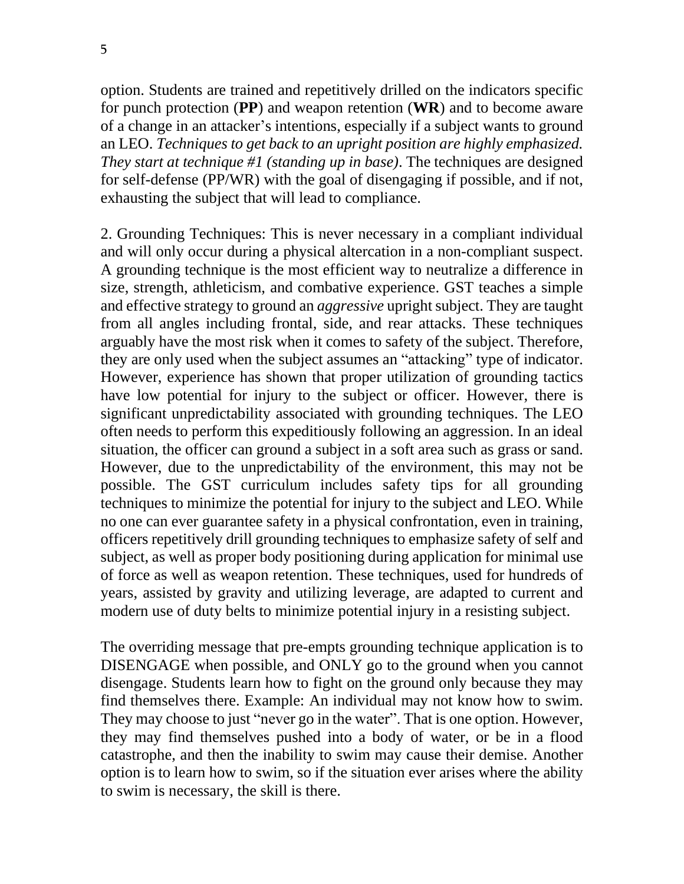option. Students are trained and repetitively drilled on the indicators specific for punch protection (**PP**) and weapon retention (**WR**) and to become aware of a change in an attacker's intentions, especially if a subject wants to ground an LEO. *Techniques to get back to an upright position are highly emphasized. They start at technique #1 (standing up in base)*. The techniques are designed for self-defense (PP/WR) with the goal of disengaging if possible, and if not, exhausting the subject that will lead to compliance.

2. Grounding Techniques: This is never necessary in a compliant individual and will only occur during a physical altercation in a non-compliant suspect. A grounding technique is the most efficient way to neutralize a difference in size, strength, athleticism, and combative experience. GST teaches a simple and effective strategy to ground an *aggressive* upright subject. They are taught from all angles including frontal, side, and rear attacks. These techniques arguably have the most risk when it comes to safety of the subject. Therefore, they are only used when the subject assumes an "attacking" type of indicator. However, experience has shown that proper utilization of grounding tactics have low potential for injury to the subject or officer. However, there is significant unpredictability associated with grounding techniques. The LEO often needs to perform this expeditiously following an aggression. In an ideal situation, the officer can ground a subject in a soft area such as grass or sand. However, due to the unpredictability of the environment, this may not be possible. The GST curriculum includes safety tips for all grounding techniques to minimize the potential for injury to the subject and LEO. While no one can ever guarantee safety in a physical confrontation, even in training, officers repetitively drill grounding techniques to emphasize safety of self and subject, as well as proper body positioning during application for minimal use of force as well as weapon retention. These techniques, used for hundreds of years, assisted by gravity and utilizing leverage, are adapted to current and modern use of duty belts to minimize potential injury in a resisting subject.

The overriding message that pre-empts grounding technique application is to DISENGAGE when possible, and ONLY go to the ground when you cannot disengage. Students learn how to fight on the ground only because they may find themselves there. Example: An individual may not know how to swim. They may choose to just "never go in the water". That is one option. However, they may find themselves pushed into a body of water, or be in a flood catastrophe, and then the inability to swim may cause their demise. Another option is to learn how to swim, so if the situation ever arises where the ability to swim is necessary, the skill is there.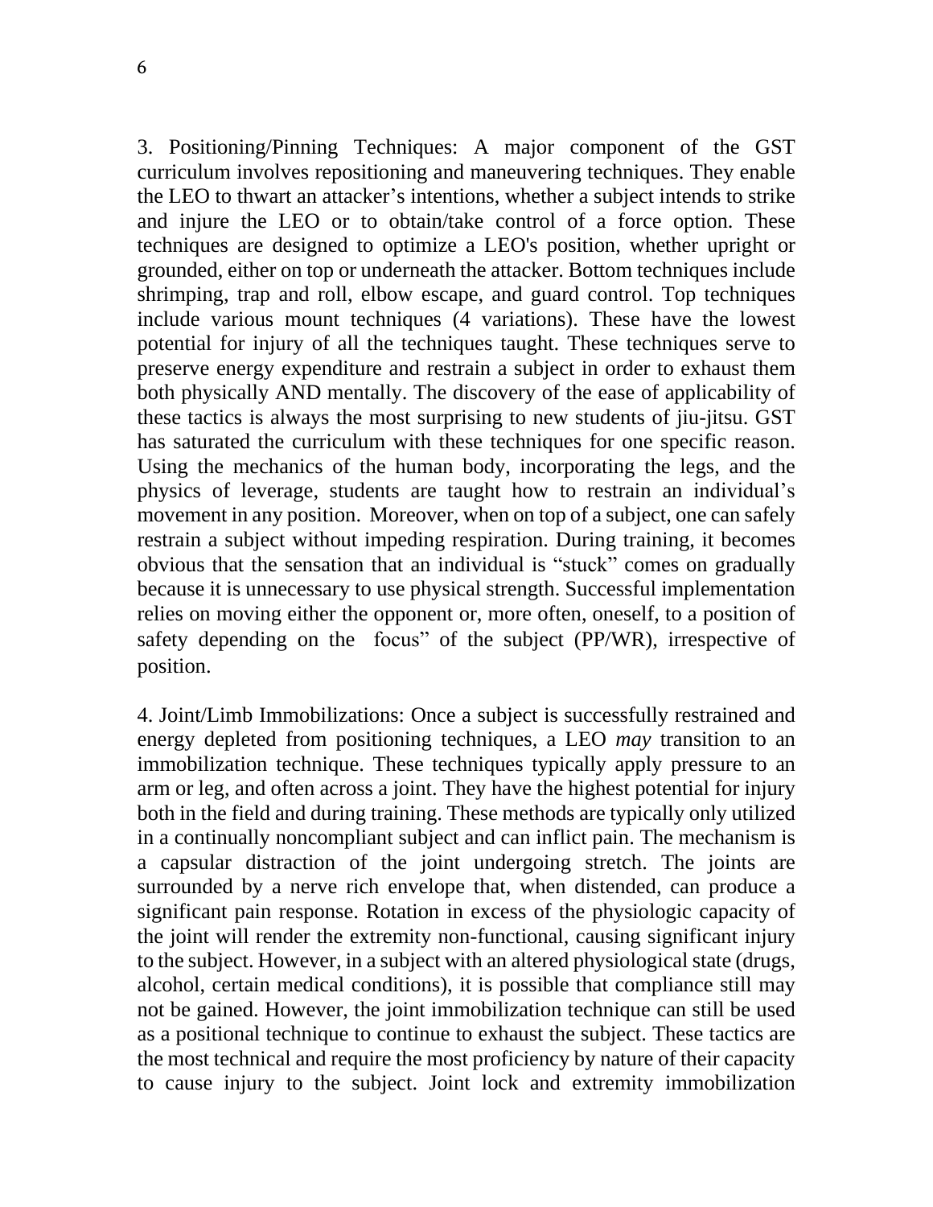3. Positioning/Pinning Techniques: A major component of the GST curriculum involves repositioning and maneuvering techniques. They enable the LEO to thwart an attacker's intentions, whether a subject intends to strike and injure the LEO or to obtain/take control of a force option. These techniques are designed to optimize a LEO's position, whether upright or grounded, either on top or underneath the attacker. Bottom techniques include shrimping, trap and roll, elbow escape, and guard control. Top techniques include various mount techniques (4 variations). These have the lowest potential for injury of all the techniques taught. These techniques serve to preserve energy expenditure and restrain a subject in order to exhaust them both physically AND mentally. The discovery of the ease of applicability of these tactics is always the most surprising to new students of jiu-jitsu. GST has saturated the curriculum with these techniques for one specific reason. Using the mechanics of the human body, incorporating the legs, and the physics of leverage, students are taught how to restrain an individual's movement in any position. Moreover, when on top of a subject, one can safely restrain a subject without impeding respiration. During training, it becomes obvious that the sensation that an individual is "stuck" comes on gradually because it is unnecessary to use physical strength. Successful implementation relies on moving either the opponent or, more often, oneself, to a position of safety depending on the focus" of the subject (PP/WR), irrespective of position.

4. Joint/Limb Immobilizations: Once a subject is successfully restrained and energy depleted from positioning techniques, a LEO *may* transition to an immobilization technique. These techniques typically apply pressure to an arm or leg, and often across a joint. They have the highest potential for injury both in the field and during training. These methods are typically only utilized in a continually noncompliant subject and can inflict pain. The mechanism is a capsular distraction of the joint undergoing stretch. The joints are surrounded by a nerve rich envelope that, when distended, can produce a significant pain response. Rotation in excess of the physiologic capacity of the joint will render the extremity non-functional, causing significant injury to the subject. However, in a subject with an altered physiological state (drugs, alcohol, certain medical conditions), it is possible that compliance still may not be gained. However, the joint immobilization technique can still be used as a positional technique to continue to exhaust the subject. These tactics are the most technical and require the most proficiency by nature of their capacity to cause injury to the subject. Joint lock and extremity immobilization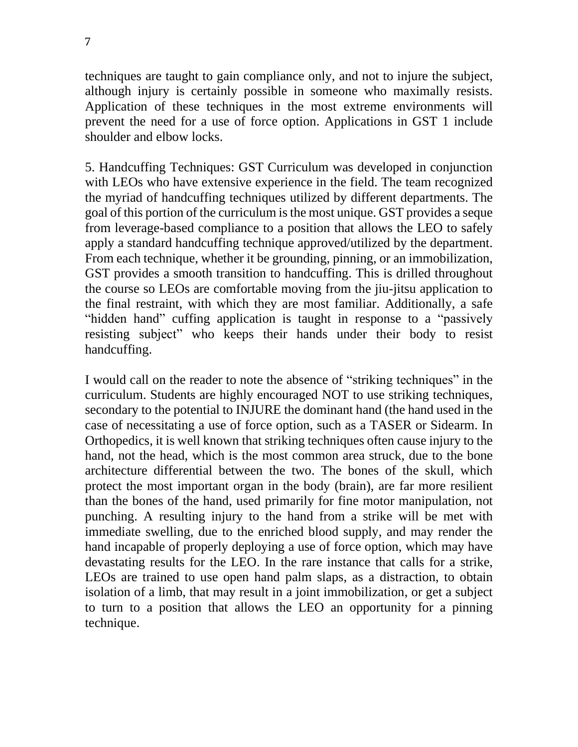techniques are taught to gain compliance only, and not to injure the subject, although injury is certainly possible in someone who maximally resists. Application of these techniques in the most extreme environments will prevent the need for a use of force option. Applications in GST 1 include shoulder and elbow locks.

5. Handcuffing Techniques: GST Curriculum was developed in conjunction with LEOs who have extensive experience in the field. The team recognized the myriad of handcuffing techniques utilized by different departments. The goal of this portion of the curriculum is the most unique. GST provides a seque from leverage-based compliance to a position that allows the LEO to safely apply a standard handcuffing technique approved/utilized by the department. From each technique, whether it be grounding, pinning, or an immobilization, GST provides a smooth transition to handcuffing. This is drilled throughout the course so LEOs are comfortable moving from the jiu-jitsu application to the final restraint, with which they are most familiar. Additionally, a safe "hidden hand" cuffing application is taught in response to a "passively resisting subject" who keeps their hands under their body to resist handcuffing.

I would call on the reader to note the absence of "striking techniques" in the curriculum. Students are highly encouraged NOT to use striking techniques, secondary to the potential to INJURE the dominant hand (the hand used in the case of necessitating a use of force option, such as a TASER or Sidearm. In Orthopedics, it is well known that striking techniques often cause injury to the hand, not the head, which is the most common area struck, due to the bone architecture differential between the two. The bones of the skull, which protect the most important organ in the body (brain), are far more resilient than the bones of the hand, used primarily for fine motor manipulation, not punching. A resulting injury to the hand from a strike will be met with immediate swelling, due to the enriched blood supply, and may render the hand incapable of properly deploying a use of force option, which may have devastating results for the LEO. In the rare instance that calls for a strike, LEOs are trained to use open hand palm slaps, as a distraction, to obtain isolation of a limb, that may result in a joint immobilization, or get a subject to turn to a position that allows the LEO an opportunity for a pinning technique.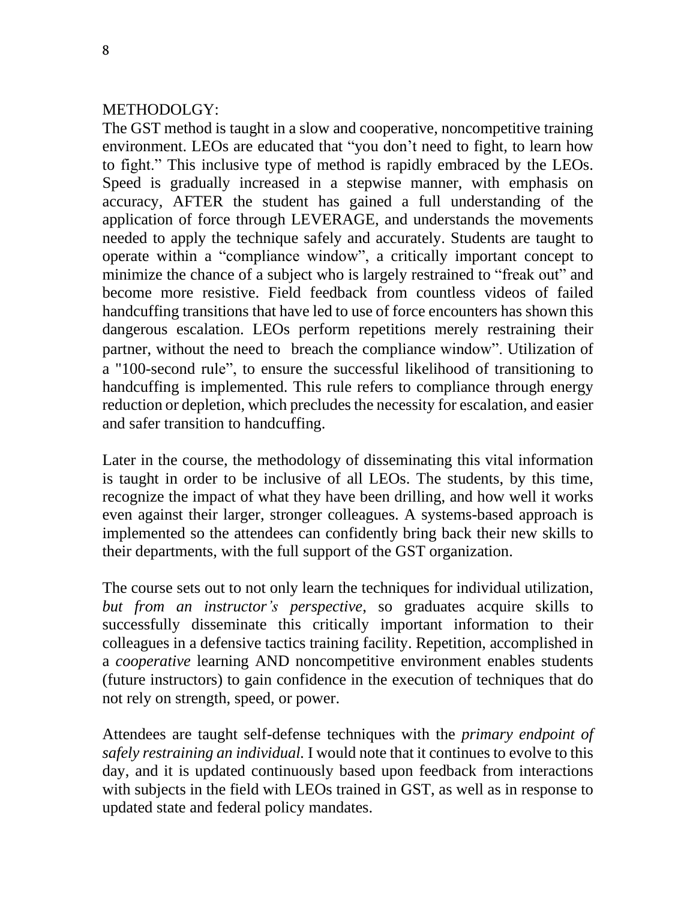METHODOLGY:

The GST method is taught in a slow and cooperative, noncompetitive training environment. LEOs are educated that "you don't need to fight, to learn how to fight." This inclusive type of method is rapidly embraced by the LEOs. Speed is gradually increased in a stepwise manner, with emphasis on accuracy, AFTER the student has gained a full understanding of the application of force through LEVERAGE, and understands the movements needed to apply the technique safely and accurately. Students are taught to operate within a "compliance window", a critically important concept to minimize the chance of a subject who is largely restrained to "freak out" and become more resistive. Field feedback from countless videos of failed handcuffing transitions that have led to use of force encounters has shown this dangerous escalation. LEOs perform repetitions merely restraining their partner, without the need to breach the compliance window". Utilization of a "100-second rule", to ensure the successful likelihood of transitioning to handcuffing is implemented. This rule refers to compliance through energy reduction or depletion, which precludes the necessity for escalation, and easier and safer transition to handcuffing.

Later in the course, the methodology of disseminating this vital information is taught in order to be inclusive of all LEOs. The students, by this time, recognize the impact of what they have been drilling, and how well it works even against their larger, stronger colleagues. A systems-based approach is implemented so the attendees can confidently bring back their new skills to their departments, with the full support of the GST organization.

The course sets out to not only learn the techniques for individual utilization, *but from an instructor's perspective*, so graduates acquire skills to successfully disseminate this critically important information to their colleagues in a defensive tactics training facility. Repetition, accomplished in a *cooperative* learning AND noncompetitive environment enables students (future instructors) to gain confidence in the execution of techniques that do not rely on strength, speed, or power.

Attendees are taught self-defense techniques with the *primary endpoint of safely restraining an individual.* I would note that it continues to evolve to this day, and it is updated continuously based upon feedback from interactions with subjects in the field with LEOs trained in GST, as well as in response to updated state and federal policy mandates.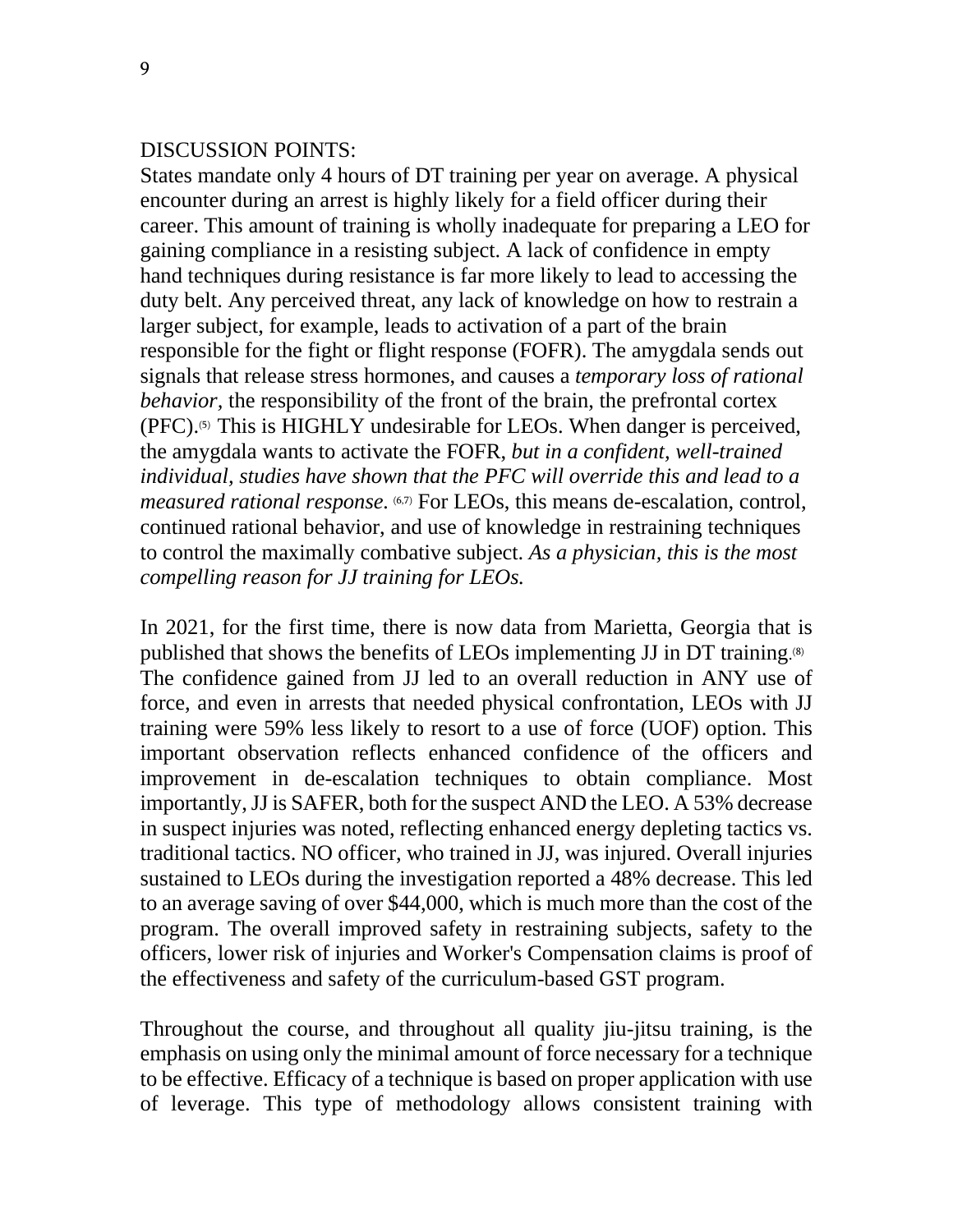DISCUSSION POINTS:

States mandate only 4 hours of DT training per year on average. A physical encounter during an arrest is highly likely for a field officer during their career. This amount of training is wholly inadequate for preparing a LEO for gaining compliance in a resisting subject. A lack of confidence in empty hand techniques during resistance is far more likely to lead to accessing the duty belt. Any perceived threat, any lack of knowledge on how to restrain a larger subject, for example, leads to activation of a part of the brain responsible for the fight or flight response (FOFR). The amygdala sends out signals that release stress hormones, and causes a *temporary loss of rational behavior*, the responsibility of the front of the brain, the prefrontal cortex (PFC).[5] This is HIGHLY undesirable for LEOs. When danger is perceived, the amygdala wants to activate the FOFR, *but in a confident, well-trained individual, studies have shown that the PFC will override this and lead to a measured rational response.* [6,7] For LEOs, this means de-escalation, control, continued rational behavior, and use of knowledge in restraining techniques to control the maximally combative subject. *As a physician, this is the most compelling reason for JJ training for LEOs.*

In 2021, for the first time, there is now data from Marietta, Georgia that is published that shows the benefits of LEOs implementing JJ in DT training.[8] The confidence gained from JJ led to an overall reduction in ANY use of force, and even in arrests that needed physical confrontation, LEOs with JJ training were 59% less likely to resort to a use of force (UOF) option. This important observation reflects enhanced confidence of the officers and improvement in de-escalation techniques to obtain compliance. Most importantly, JJ is SAFER, both for the suspect AND the LEO. A 53% decrease in suspect injuries was noted, reflecting enhanced energy depleting tactics vs. traditional tactics. NO officer, who trained in JJ, was injured. Overall injuries sustained to LEOs during the investigation reported a 48% decrease. This led to an average saving of over $44,000, which is much more than the cost of the program. The overall improved safety in restraining subjects, safety to the officers, lower risk of injuries and Worker's Compensation claims is proof of the effectiveness and safety of the curriculum-based GST program.

Throughout the course, and throughout all quality jiu-jitsu training, is the emphasis on using only the minimal amount of force necessary for a technique to be effective. Efficacy of a technique is based on proper application with use of leverage. This type of methodology allows consistent training with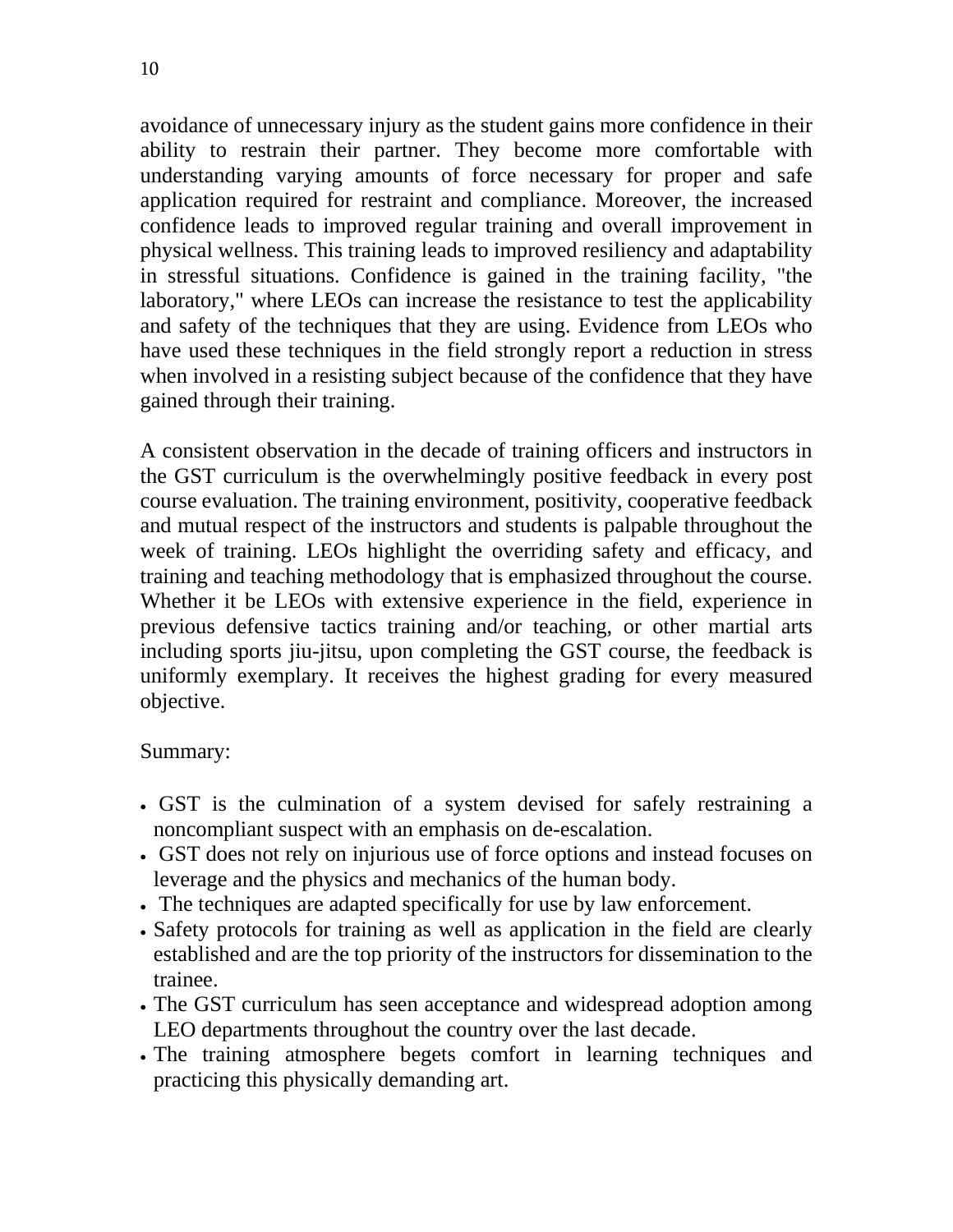avoidance of unnecessary injury as the student gains more confidence in their ability to restrain their partner. They become more comfortable with understanding varying amounts of force necessary for proper and safe application required for restraint and compliance. Moreover, the increased confidence leads to improved regular training and overall improvement in physical wellness. This training leads to improved resiliency and adaptability in stressful situations. Confidence is gained in the training facility, "the laboratory," where LEOs can increase the resistance to test the applicability and safety of the techniques that they are using. Evidence from LEOs who have used these techniques in the field strongly report a reduction in stress when involved in a resisting subject because of the confidence that they have gained through their training.

A consistent observation in the decade of training officers and instructors in the GST curriculum is the overwhelmingly positive feedback in every post course evaluation. The training environment, positivity, cooperative feedback and mutual respect of the instructors and students is palpable throughout the week of training. LEOs highlight the overriding safety and efficacy, and training and teaching methodology that is emphasized throughout the course. Whether it be LEOs with extensive experience in the field, experience in previous defensive tactics training and/or teaching, or other martial arts including sports jiu-jitsu, upon completing the GST course, the feedback is uniformly exemplary. It receives the highest grading for every measured objective.

Summary:

- GST is the culmination of a system devised for safely restraining a noncompliant suspect with an emphasis on de-escalation.
- GST does not rely on injurious use of force options and instead focuses on leverage and the physics and mechanics of the human body.
- The techniques are adapted specifically for use by law enforcement.
- Safety protocols for training as well as application in the field are clearly established and are the top priority of the instructors for dissemination to the trainee.
- The GST curriculum has seen acceptance and widespread adoption among LEO departments throughout the country over the last decade.
- The training atmosphere begets comfort in learning techniques and practicing this physically demanding art.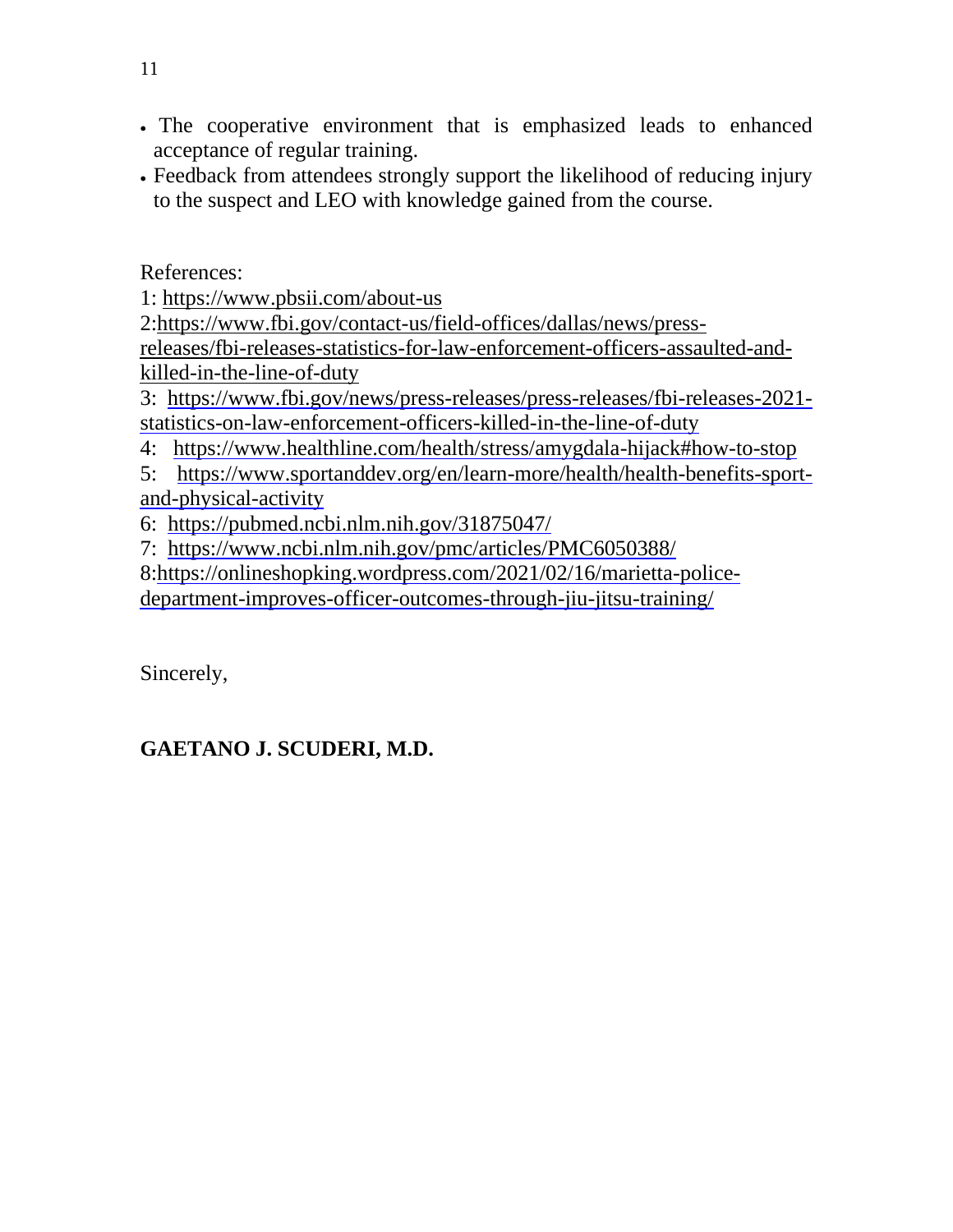- The cooperative environment that is emphasized leads to enhanced acceptance of regular training.
- Feedback from attendees strongly support the likelihood of reducing injury to the suspect and LEO with knowledge gained from the course.

References:

1: https://www.pbsii.com/about-us

2:https://www.fbi.gov/contact-us/field-offices/dallas/news/press-releases/fbi-releases-statistics-for-law-enforcement-officers-assaulted-and-killed-in-the-line-of-duty

3: https://www.fbi.gov/news/press-releases/press-releases/fbi-releases-2021-statistics-on-law-enforcement-officers-killed-in-the-line-of-duty

4: https://www.healthline.com/health/stress/amygdala-hijack#how-to-stop

5: https://www.sportanddev.org/en/learn-more/health/health-benefits-sport-and-physical-activity

6: https://pubmed.ncbi.nlm.nih.gov/31875047/

7: https://www.ncbi.nlm.nih.gov/pmc/articles/PMC6050388/

8:https://onlineshopking.wordpress.com/2021/02/16/marietta-police-department-improves-officer-outcomes-through-jiu-jitsu-training/

Sincerely,

**GAETANO J. SCUDERI, M.D.**